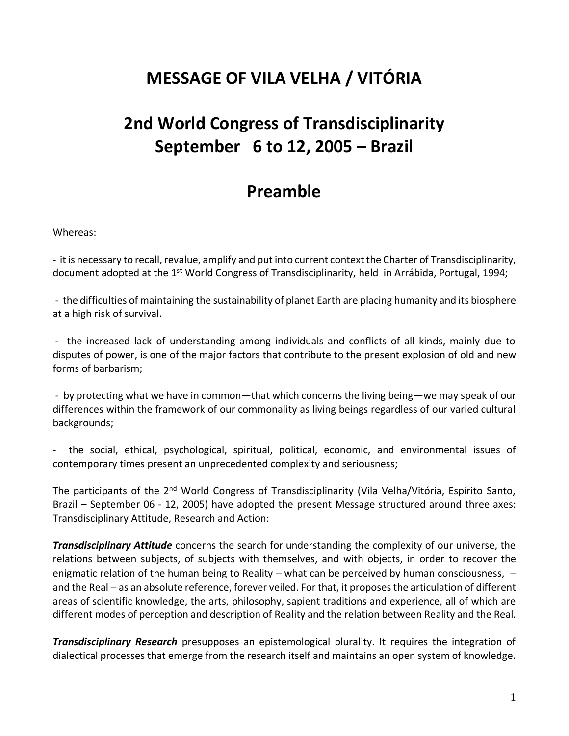# MESSAGE OF VILA VELHA / VITÓRIA

# 2nd World Congress of Transdisciplinarity
# September 6 to 12, 2005 – Brazil

## Preamble

Whereas:

- it is necessary to recall, revalue, amplify and put into current context the Charter of Transdisciplinarity, document adopted at the 1st World Congress of Transdisciplinarity, held in Arrábida, Portugal, 1994;

- the difficulties of maintaining the sustainability of planet Earth are placing humanity and its biosphere at a high risk of survival.

- the increased lack of understanding among individuals and conflicts of all kinds, mainly due to disputes of power, is one of the major factors that contribute to the present explosion of old and new forms of barbarism;

- by protecting what we have in common—that which concerns the living being—we may speak of our differences within the framework of our commonality as living beings regardless of our varied cultural backgrounds;

- the social, ethical, psychological, spiritual, political, economic, and environmental issues of contemporary times present an unprecedented complexity and seriousness;

The participants of the 2nd World Congress of Transdisciplinarity (Vila Velha/Vitória, Espírito Santo, Brazil – September 06 - 12, 2005) have adopted the present Message structured around three axes: Transdisciplinary Attitude, Research and Action:

***Transdisciplinary Attitude*** concerns the search for understanding the complexity of our universe, the relations between subjects, of subjects with themselves, and with objects, in order to recover the enigmatic relation of the human being to Reality – what can be perceived by human consciousness, – and the Real – as an absolute reference, forever veiled. For that, it proposes the articulation of different areas of scientific knowledge, the arts, philosophy, sapient traditions and experience, all of which are different modes of perception and description of Reality and the relation between Reality and the Real.

***Transdisciplinary Research*** presupposes an epistemological plurality. It requires the integration of dialectical processes that emerge from the research itself and maintains an open system of knowledge.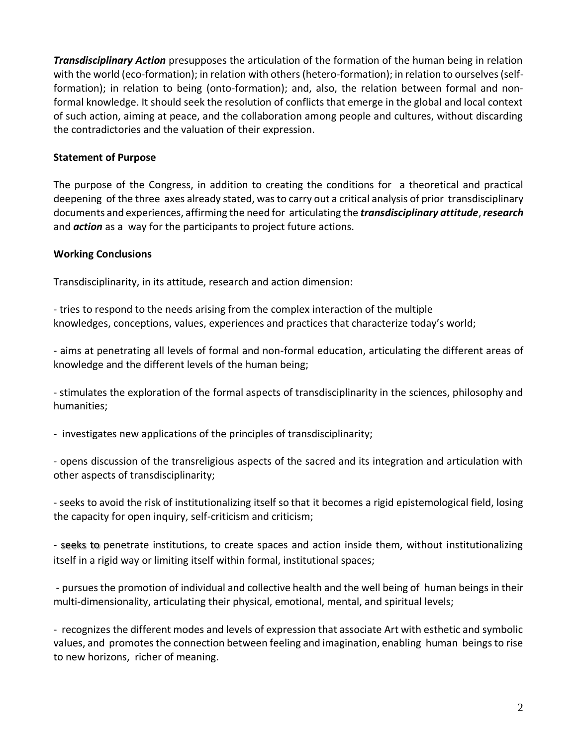***Transdisciplinary Action*** presupposes the articulation of the formation of the human being in relation with the world (eco-formation); in relation with others (hetero-formation); in relation to ourselves (self-formation); in relation to being (onto-formation); and, also, the relation between formal and non-formal knowledge. It should seek the resolution of conflicts that emerge in the global and local context of such action, aiming at peace, and the collaboration among people and cultures, without discarding the contradictories and the valuation of their expression.

**Statement of Purpose**

The purpose of the Congress, in addition to creating the conditions for a theoretical and practical deepening of the three axes already stated, was to carry out a critical analysis of prior transdisciplinary documents and experiences, affirming the need for articulating the ***transdisciplinary attitude***, ***research*** and ***action*** as a way for the participants to project future actions.

**Working Conclusions**

Transdisciplinarity, in its attitude, research and action dimension:

- tries to respond to the needs arising from the complex interaction of the multiple knowledges, conceptions, values, experiences and practices that characterize today's world;

- aims at penetrating all levels of formal and non-formal education, articulating the different areas of knowledge and the different levels of the human being;

- stimulates the exploration of the formal aspects of transdisciplinarity in the sciences, philosophy and humanities;

- investigates new applications of the principles of transdisciplinarity;

- opens discussion of the transreligious aspects of the sacred and its integration and articulation with other aspects of transdisciplinarity;

- seeks to avoid the risk of institutionalizing itself so that it becomes a rigid epistemological field, losing the capacity for open inquiry, self-criticism and criticism;

- seeks to penetrate institutions, to create spaces and action inside them, without institutionalizing itself in a rigid way or limiting itself within formal, institutional spaces;

- pursues the promotion of individual and collective health and the well being of human beings in their multi-dimensionality, articulating their physical, emotional, mental, and spiritual levels;

- recognizes the different modes and levels of expression that associate Art with esthetic and symbolic values, and promotes the connection between feeling and imagination, enabling human beings to rise to new horizons, richer of meaning.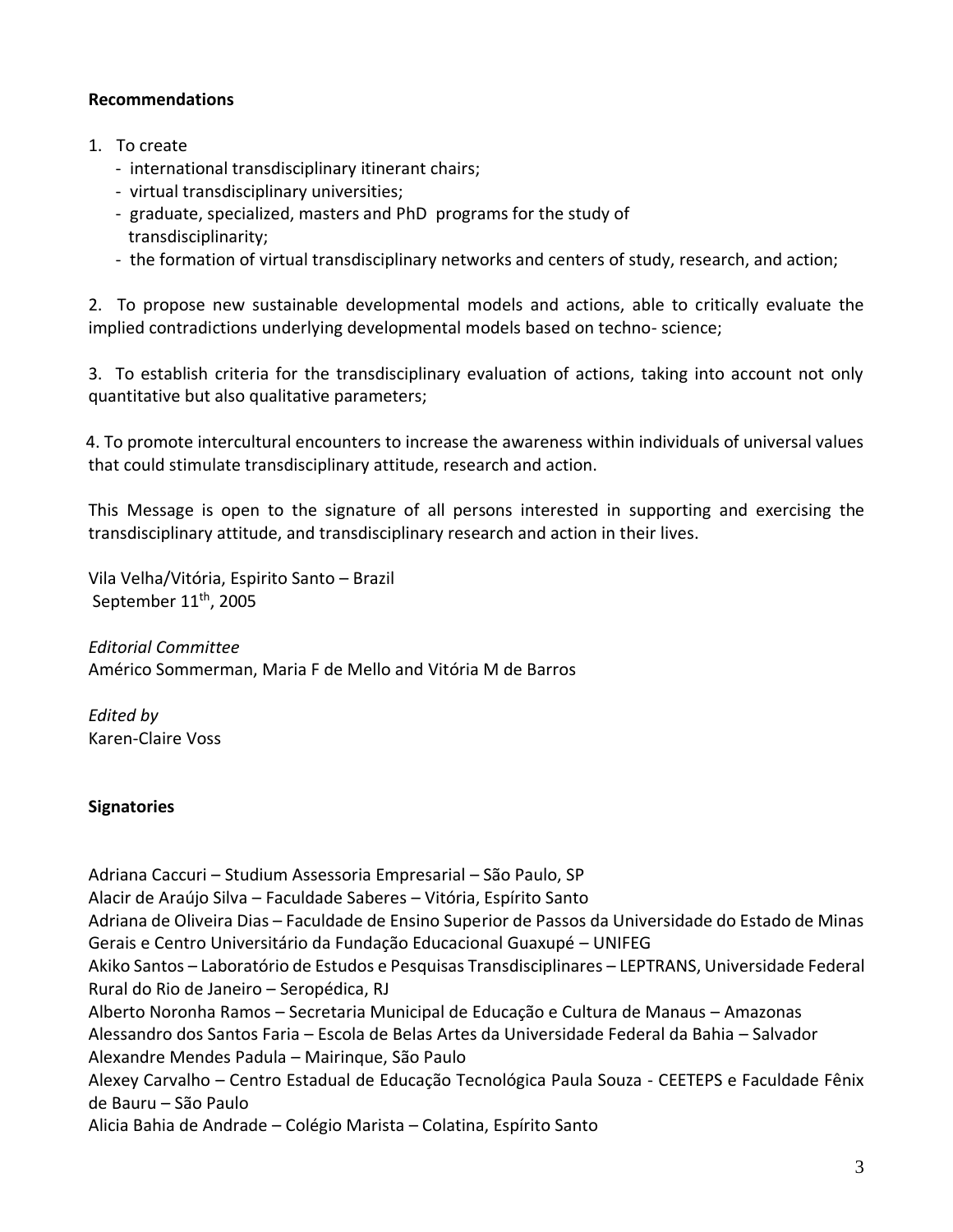**Recommendations**

1. To create
   - international transdisciplinary itinerant chairs;
   - virtual transdisciplinary universities;
   - graduate, specialized, masters and PhD programs for the study of transdisciplinarity;
   - the formation of virtual transdisciplinary networks and centers of study, research, and action;

2. To propose new sustainable developmental models and actions, able to critically evaluate the implied contradictions underlying developmental models based on techno- science;

3. To establish criteria for the transdisciplinary evaluation of actions, taking into account not only quantitative but also qualitative parameters;

4. To promote intercultural encounters to increase the awareness within individuals of universal values that could stimulate transdisciplinary attitude, research and action.

This Message is open to the signature of all persons interested in supporting and exercising the transdisciplinary attitude, and transdisciplinary research and action in their lives.

Vila Velha/Vitória, Espirito Santo – Brazil
September 11th, 2005

*Editorial Committee*
Américo Sommerman, Maria F de Mello and Vitória M de Barros

*Edited by*
Karen-Claire Voss

**Signatories**

Adriana Caccuri – Studium Assessoria Empresarial – São Paulo, SP
Alacir de Araújo Silva – Faculdade Saberes – Vitória, Espírito Santo
Adriana de Oliveira Dias – Faculdade de Ensino Superior de Passos da Universidade do Estado de Minas Gerais e Centro Universitário da Fundação Educacional Guaxupé – UNIFEG
Akiko Santos – Laboratório de Estudos e Pesquisas Transdisciplinares – LEPTRANS, Universidade Federal Rural do Rio de Janeiro – Seropédica, RJ
Alberto Noronha Ramos – Secretaria Municipal de Educação e Cultura de Manaus – Amazonas
Alessandro dos Santos Faria – Escola de Belas Artes da Universidade Federal da Bahia – Salvador
Alexandre Mendes Padula – Mairinque, São Paulo
Alexey Carvalho – Centro Estadual de Educação Tecnológica Paula Souza - CEETEPS e Faculdade Fênix de Bauru – São Paulo
Alicia Bahia de Andrade – Colégio Marista – Colatina, Espírito Santo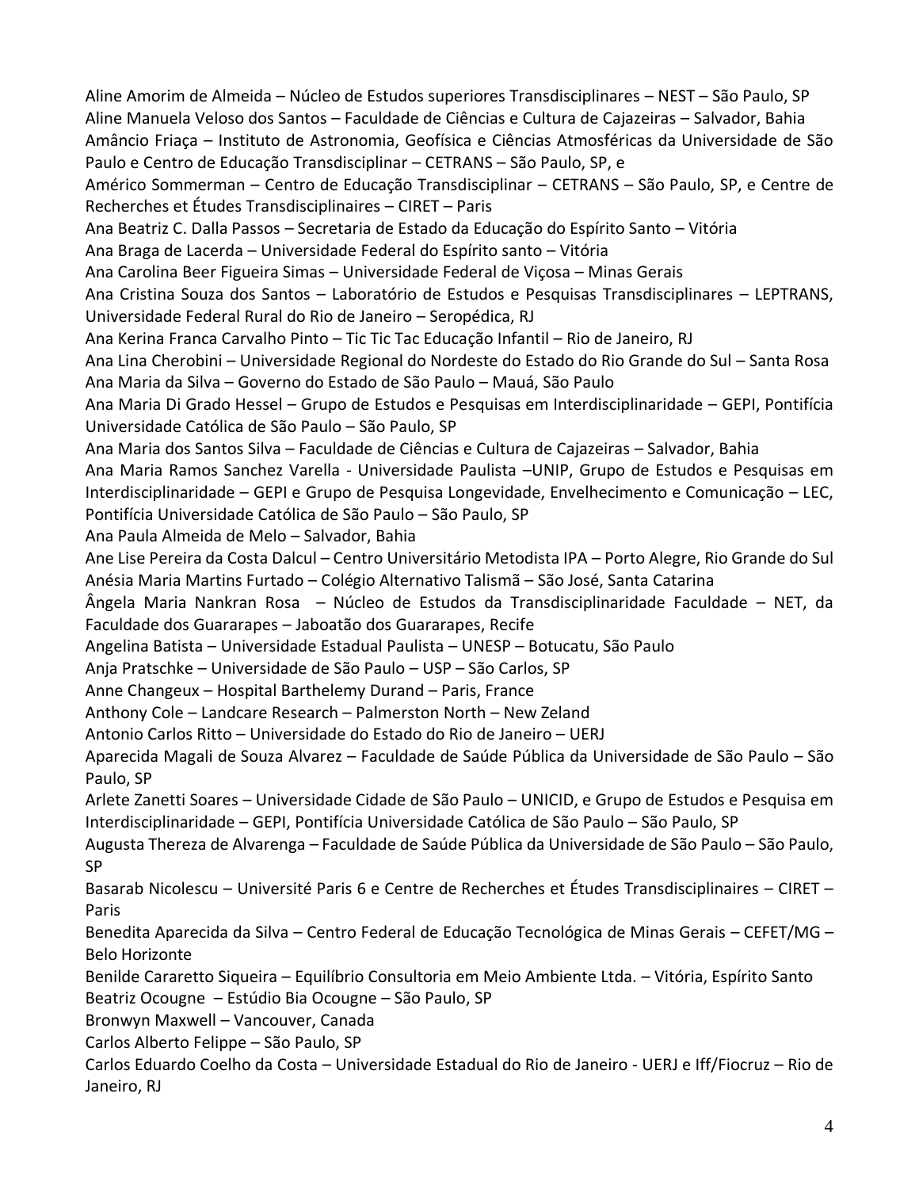Aline Amorim de Almeida – Núcleo de Estudos superiores Transdisciplinares – NEST – São Paulo, SP

Aline Manuela Veloso dos Santos – Faculdade de Ciências e Cultura de Cajazeiras – Salvador, Bahia

Amâncio Friaça – Instituto de Astronomia, Geofísica e Ciências Atmosféricas da Universidade de São Paulo e Centro de Educação Transdisciplinar – CETRANS – São Paulo, SP, e

Américo Sommerman – Centro de Educação Transdisciplinar – CETRANS – São Paulo, SP, e Centre de Recherches et Études Transdisciplinaires – CIRET – Paris

Ana Beatriz C. Dalla Passos – Secretaria de Estado da Educação do Espírito Santo – Vitória

Ana Braga de Lacerda – Universidade Federal do Espírito santo – Vitória

Ana Carolina Beer Figueira Simas – Universidade Federal de Viçosa – Minas Gerais

Ana Cristina Souza dos Santos – Laboratório de Estudos e Pesquisas Transdisciplinares – LEPTRANS, Universidade Federal Rural do Rio de Janeiro – Seropédica, RJ

Ana Kerina Franca Carvalho Pinto – Tic Tic Tac Educação Infantil – Rio de Janeiro, RJ

Ana Lina Cherobini – Universidade Regional do Nordeste do Estado do Rio Grande do Sul – Santa Rosa

Ana Maria da Silva – Governo do Estado de São Paulo – Mauá, São Paulo

Ana Maria Di Grado Hessel – Grupo de Estudos e Pesquisas em Interdisciplinaridade – GEPI, Pontifícia Universidade Católica de São Paulo – São Paulo, SP

Ana Maria dos Santos Silva – Faculdade de Ciências e Cultura de Cajazeiras – Salvador, Bahia

Ana Maria Ramos Sanchez Varella - Universidade Paulista –UNIP, Grupo de Estudos e Pesquisas em Interdisciplinaridade – GEPI e Grupo de Pesquisa Longevidade, Envelhecimento e Comunicação – LEC, Pontifícia Universidade Católica de São Paulo – São Paulo, SP

Ana Paula Almeida de Melo – Salvador, Bahia

Ane Lise Pereira da Costa Dalcul – Centro Universitário Metodista IPA – Porto Alegre, Rio Grande do Sul

Anésia Maria Martins Furtado – Colégio Alternativo Talismã – São José, Santa Catarina

Ângela Maria Nankran Rosa – Núcleo de Estudos da Transdisciplinaridade Faculdade – NET, da Faculdade dos Guararapes – Jaboatão dos Guararapes, Recife

Angelina Batista – Universidade Estadual Paulista – UNESP – Botucatu, São Paulo

Anja Pratschke – Universidade de São Paulo – USP – São Carlos, SP

Anne Changeux – Hospital Barthelemy Durand – Paris, France

Anthony Cole – Landcare Research – Palmerston North – New Zeland

Antonio Carlos Ritto – Universidade do Estado do Rio de Janeiro – UERJ

Aparecida Magali de Souza Alvarez – Faculdade de Saúde Pública da Universidade de São Paulo – São Paulo, SP

Arlete Zanetti Soares – Universidade Cidade de São Paulo – UNICID, e Grupo de Estudos e Pesquisa em Interdisciplinaridade – GEPI, Pontifícia Universidade Católica de São Paulo – São Paulo, SP

Augusta Thereza de Alvarenga – Faculdade de Saúde Pública da Universidade de São Paulo – São Paulo, SP

Basarab Nicolescu – Université Paris 6 e Centre de Recherches et Études Transdisciplinaires – CIRET – Paris

Benedita Aparecida da Silva – Centro Federal de Educação Tecnológica de Minas Gerais – CEFET/MG – Belo Horizonte

Benilde Cararetto Siqueira – Equilíbrio Consultoria em Meio Ambiente Ltda. – Vitória, Espírito Santo

Beatriz Ocougne – Estúdio Bia Ocougne – São Paulo, SP

Bronwyn Maxwell – Vancouver, Canada

Carlos Alberto Felippe – São Paulo, SP

Carlos Eduardo Coelho da Costa – Universidade Estadual do Rio de Janeiro - UERJ e Iff/Fiocruz – Rio de Janeiro, RJ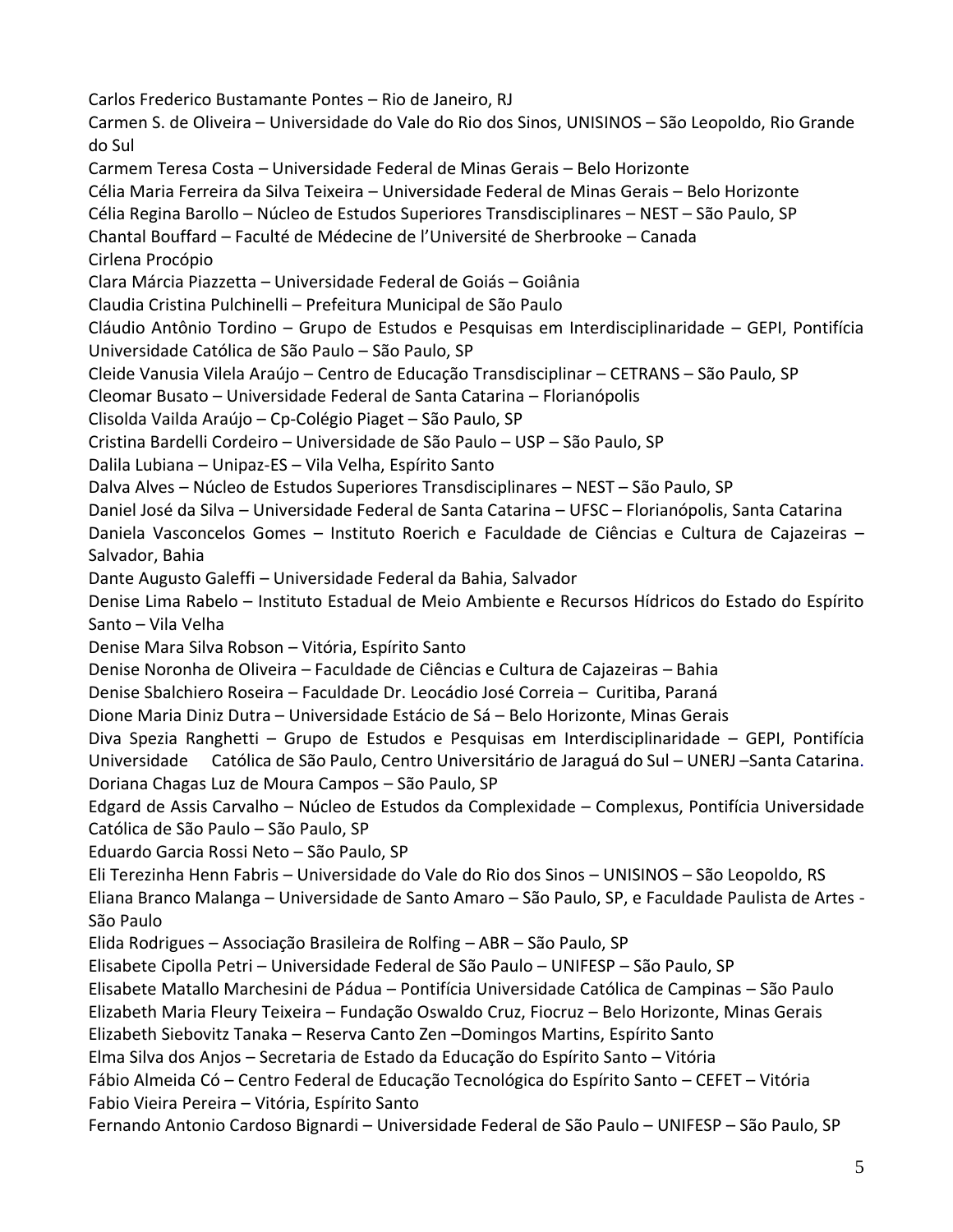Carlos Frederico Bustamante Pontes – Rio de Janeiro, RJ
Carmen S. de Oliveira – Universidade do Vale do Rio dos Sinos, UNISINOS – São Leopoldo, Rio Grande do Sul
Carmem Teresa Costa – Universidade Federal de Minas Gerais – Belo Horizonte
Célia Maria Ferreira da Silva Teixeira – Universidade Federal de Minas Gerais – Belo Horizonte
Célia Regina Barollo – Núcleo de Estudos Superiores Transdisciplinares – NEST – São Paulo, SP
Chantal Bouffard – Faculté de Médecine de l'Université de Sherbrooke – Canada
Cirlena Procópio
Clara Márcia Piazzetta – Universidade Federal de Goiás – Goiânia
Claudia Cristina Pulchinelli – Prefeitura Municipal de São Paulo
Cláudio Antônio Tordino – Grupo de Estudos e Pesquisas em Interdisciplinaridade – GEPI, Pontifícia Universidade Católica de São Paulo – São Paulo, SP
Cleide Vanusia Vilela Araújo – Centro de Educação Transdisciplinar – CETRANS – São Paulo, SP
Cleomar Busato – Universidade Federal de Santa Catarina – Florianópolis
Clisolda Vailda Araújo – Cp-Colégio Piaget – São Paulo, SP
Cristina Bardelli Cordeiro – Universidade de São Paulo – USP – São Paulo, SP
Dalila Lubiana – Unipaz-ES – Vila Velha, Espírito Santo
Dalva Alves – Núcleo de Estudos Superiores Transdisciplinares – NEST – São Paulo, SP
Daniel José da Silva – Universidade Federal de Santa Catarina – UFSC – Florianópolis, Santa Catarina
Daniela Vasconcelos Gomes – Instituto Roerich e Faculdade de Ciências e Cultura de Cajazeiras – Salvador, Bahia
Dante Augusto Galeffi – Universidade Federal da Bahia, Salvador
Denise Lima Rabelo – Instituto Estadual de Meio Ambiente e Recursos Hídricos do Estado do Espírito Santo – Vila Velha
Denise Mara Silva Robson – Vitória, Espírito Santo
Denise Noronha de Oliveira – Faculdade de Ciências e Cultura de Cajazeiras – Bahia
Denise Sbalchiero Roseira – Faculdade Dr. Leocádio José Correia – Curitiba, Paraná
Dione Maria Diniz Dutra – Universidade Estácio de Sá – Belo Horizonte, Minas Gerais
Diva Spezia Ranghetti – Grupo de Estudos e Pesquisas em Interdisciplinaridade – GEPI, Pontifícia Universidade Católica de São Paulo, Centro Universitário de Jaraguá do Sul – UNERJ –Santa Catarina.
Doriana Chagas Luz de Moura Campos – São Paulo, SP
Edgard de Assis Carvalho – Núcleo de Estudos da Complexidade – Complexus, Pontifícia Universidade Católica de São Paulo – São Paulo, SP
Eduardo Garcia Rossi Neto – São Paulo, SP
Eli Terezinha Henn Fabris – Universidade do Vale do Rio dos Sinos – UNISINOS – São Leopoldo, RS
Eliana Branco Malanga – Universidade de Santo Amaro – São Paulo, SP, e Faculdade Paulista de Artes - São Paulo
Elida Rodrigues – Associação Brasileira de Rolfing – ABR – São Paulo, SP
Elisabete Cipolla Petri – Universidade Federal de São Paulo – UNIFESP – São Paulo, SP
Elisabete Matallo Marchesini de Pádua – Pontifícia Universidade Católica de Campinas – São Paulo
Elizabeth Maria Fleury Teixeira – Fundação Oswaldo Cruz, Fiocruz – Belo Horizonte, Minas Gerais
Elizabeth Siebovitz Tanaka – Reserva Canto Zen –Domingos Martins, Espírito Santo
Elma Silva dos Anjos – Secretaria de Estado da Educação do Espírito Santo – Vitória
Fábio Almeida Có – Centro Federal de Educação Tecnológica do Espírito Santo – CEFET – Vitória
Fabio Vieira Pereira – Vitória, Espírito Santo
Fernando Antonio Cardoso Bignardi – Universidade Federal de São Paulo – UNIFESP – São Paulo, SP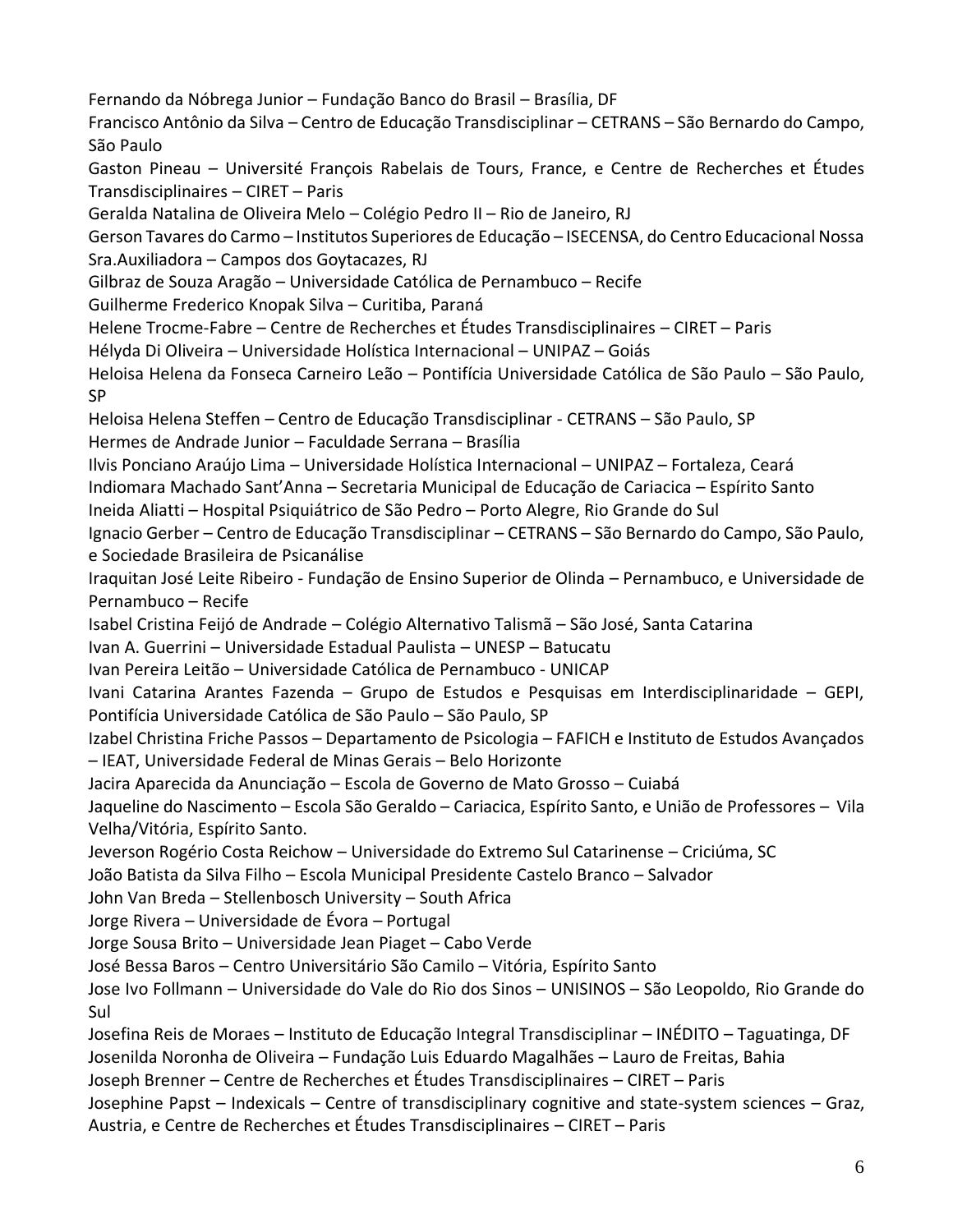Fernando da Nóbrega Junior – Fundação Banco do Brasil – Brasília, DF

Francisco Antônio da Silva – Centro de Educação Transdisciplinar – CETRANS – São Bernardo do Campo, São Paulo

Gaston Pineau – Université François Rabelais de Tours, France, e Centre de Recherches et Études Transdisciplinaires – CIRET – Paris

Geralda Natalina de Oliveira Melo – Colégio Pedro II – Rio de Janeiro, RJ

Gerson Tavares do Carmo – Institutos Superiores de Educação – ISECENSA, do Centro Educacional Nossa Sra.Auxiliadora – Campos dos Goytacazes, RJ

Gilbraz de Souza Aragão – Universidade Católica de Pernambuco – Recife

Guilherme Frederico Knopak Silva – Curitiba, Paraná

Helene Trocme-Fabre – Centre de Recherches et Études Transdisciplinaires – CIRET – Paris

Hélyda Di Oliveira – Universidade Holística Internacional – UNIPAZ – Goiás

Heloisa Helena da Fonseca Carneiro Leão – Pontifícia Universidade Católica de São Paulo – São Paulo, SP

Heloisa Helena Steffen – Centro de Educação Transdisciplinar - CETRANS – São Paulo, SP

Hermes de Andrade Junior – Faculdade Serrana – Brasília

Ilvis Ponciano Araújo Lima – Universidade Holística Internacional – UNIPAZ – Fortaleza, Ceará

Indiomara Machado Sant'Anna – Secretaria Municipal de Educação de Cariacica – Espírito Santo

Ineida Aliatti – Hospital Psiquiátrico de São Pedro – Porto Alegre, Rio Grande do Sul

Ignacio Gerber – Centro de Educação Transdisciplinar – CETRANS – São Bernardo do Campo, São Paulo, e Sociedade Brasileira de Psicanálise

Iraquitan José Leite Ribeiro - Fundação de Ensino Superior de Olinda – Pernambuco, e Universidade de Pernambuco – Recife

Isabel Cristina Feijó de Andrade – Colégio Alternativo Talismã – São José, Santa Catarina

Ivan A. Guerrini – Universidade Estadual Paulista – UNESP – Batucatu

Ivan Pereira Leitão – Universidade Católica de Pernambuco - UNICAP

Ivani Catarina Arantes Fazenda – Grupo de Estudos e Pesquisas em Interdisciplinaridade – GEPI, Pontifícia Universidade Católica de São Paulo – São Paulo, SP

Izabel Christina Friche Passos – Departamento de Psicologia – FAFICH e Instituto de Estudos Avançados – IEAT, Universidade Federal de Minas Gerais – Belo Horizonte

Jacira Aparecida da Anunciação – Escola de Governo de Mato Grosso – Cuiabá

Jaqueline do Nascimento – Escola São Geraldo – Cariacica, Espírito Santo, e União de Professores – Vila Velha/Vitória, Espírito Santo.

Jeverson Rogério Costa Reichow – Universidade do Extremo Sul Catarinense – Criciúma, SC

João Batista da Silva Filho – Escola Municipal Presidente Castelo Branco – Salvador

John Van Breda – Stellenbosch University – South Africa

Jorge Rivera – Universidade de Évora – Portugal

Jorge Sousa Brito – Universidade Jean Piaget – Cabo Verde

José Bessa Baros – Centro Universitário São Camilo – Vitória, Espírito Santo

Jose Ivo Follmann – Universidade do Vale do Rio dos Sinos – UNISINOS – São Leopoldo, Rio Grande do Sul

Josefina Reis de Moraes – Instituto de Educação Integral Transdisciplinar – INÉDITO – Taguatinga, DF

Josenilda Noronha de Oliveira – Fundação Luis Eduardo Magalhães – Lauro de Freitas, Bahia

Joseph Brenner – Centre de Recherches et Études Transdisciplinaires – CIRET – Paris

Josephine Papst – Indexicals – Centre of transdisciplinary cognitive and state-system sciences – Graz, Austria, e Centre de Recherches et Études Transdisciplinaires – CIRET – Paris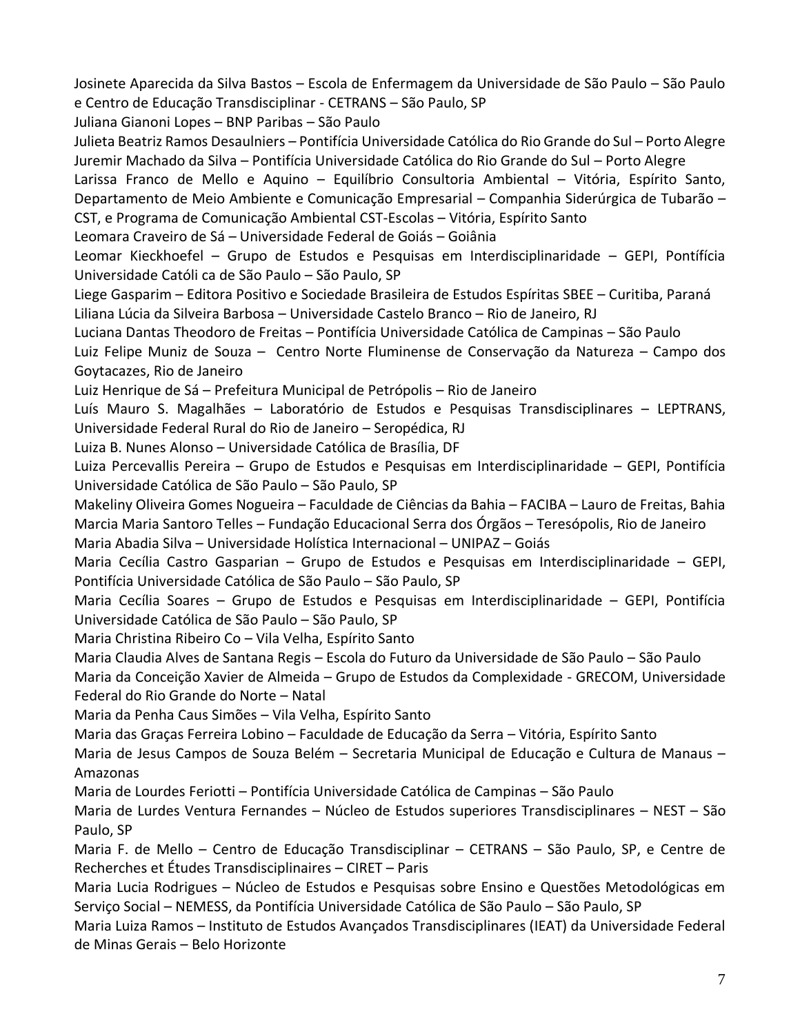Josinete Aparecida da Silva Bastos – Escola de Enfermagem da Universidade de São Paulo – São Paulo e Centro de Educação Transdisciplinar - CETRANS – São Paulo, SP

Juliana Gianoni Lopes – BNP Paribas – São Paulo

Julieta Beatriz Ramos Desaulniers – Pontifícia Universidade Católica do Rio Grande do Sul – Porto Alegre

Juremir Machado da Silva – Pontifícia Universidade Católica do Rio Grande do Sul – Porto Alegre

Larissa Franco de Mello e Aquino – Equilíbrio Consultoria Ambiental – Vitória, Espírito Santo, Departamento de Meio Ambiente e Comunicação Empresarial – Companhia Siderúrgica de Tubarão – CST, e Programa de Comunicação Ambiental CST-Escolas – Vitória, Espírito Santo

Leomara Craveiro de Sá – Universidade Federal de Goiás – Goiânia

Leomar Kieckhoefel – Grupo de Estudos e Pesquisas em Interdisciplinaridade – GEPI, Pontífícia Universidade Católi ca de São Paulo – São Paulo, SP

Liege Gasparim – Editora Positivo e Sociedade Brasileira de Estudos Espíritas SBEE – Curitiba, Paraná

Liliana Lúcia da Silveira Barbosa – Universidade Castelo Branco – Rio de Janeiro, RJ

Luciana Dantas Theodoro de Freitas – Pontifícia Universidade Católica de Campinas – São Paulo

Luiz Felipe Muniz de Souza – Centro Norte Fluminense de Conservação da Natureza – Campo dos Goytacazes, Rio de Janeiro

Luiz Henrique de Sá – Prefeitura Municipal de Petrópolis – Rio de Janeiro

Luís Mauro S. Magalhães – Laboratório de Estudos e Pesquisas Transdisciplinares – LEPTRANS, Universidade Federal Rural do Rio de Janeiro – Seropédica, RJ

Luiza B. Nunes Alonso – Universidade Católica de Brasília, DF

Luiza Percevallis Pereira – Grupo de Estudos e Pesquisas em Interdisciplinaridade – GEPI, Pontifícia Universidade Católica de São Paulo – São Paulo, SP

Makeliny Oliveira Gomes Nogueira – Faculdade de Ciências da Bahia – FACIBA – Lauro de Freitas, Bahia

Marcia Maria Santoro Telles – Fundação Educacional Serra dos Órgãos – Teresópolis, Rio de Janeiro

Maria Abadia Silva – Universidade Holística Internacional – UNIPAZ – Goiás

Maria Cecília Castro Gasparian – Grupo de Estudos e Pesquisas em Interdisciplinaridade – GEPI, Pontifícia Universidade Católica de São Paulo – São Paulo, SP

Maria Cecília Soares – Grupo de Estudos e Pesquisas em Interdisciplinaridade – GEPI, Pontifícia Universidade Católica de São Paulo – São Paulo, SP

Maria Christina Ribeiro Co – Vila Velha, Espírito Santo

Maria Claudia Alves de Santana Regis – Escola do Futuro da Universidade de São Paulo – São Paulo

Maria da Conceição Xavier de Almeida – Grupo de Estudos da Complexidade - GRECOM, Universidade Federal do Rio Grande do Norte – Natal

Maria da Penha Caus Simões – Vila Velha, Espírito Santo

Maria das Graças Ferreira Lobino – Faculdade de Educação da Serra – Vitória, Espírito Santo

Maria de Jesus Campos de Souza Belém – Secretaria Municipal de Educação e Cultura de Manaus – Amazonas

Maria de Lourdes Feriotti – Pontifícia Universidade Católica de Campinas – São Paulo

Maria de Lurdes Ventura Fernandes – Núcleo de Estudos superiores Transdisciplinares – NEST – São Paulo, SP

Maria F. de Mello – Centro de Educação Transdisciplinar – CETRANS – São Paulo, SP, e Centre de Recherches et Études Transdisciplinaires – CIRET – Paris

Maria Lucia Rodrigues – Núcleo de Estudos e Pesquisas sobre Ensino e Questões Metodológicas em Serviço Social – NEMESS, da Pontifícia Universidade Católica de São Paulo – São Paulo, SP

Maria Luiza Ramos – Instituto de Estudos Avançados Transdisciplinares (IEAT) da Universidade Federal de Minas Gerais – Belo Horizonte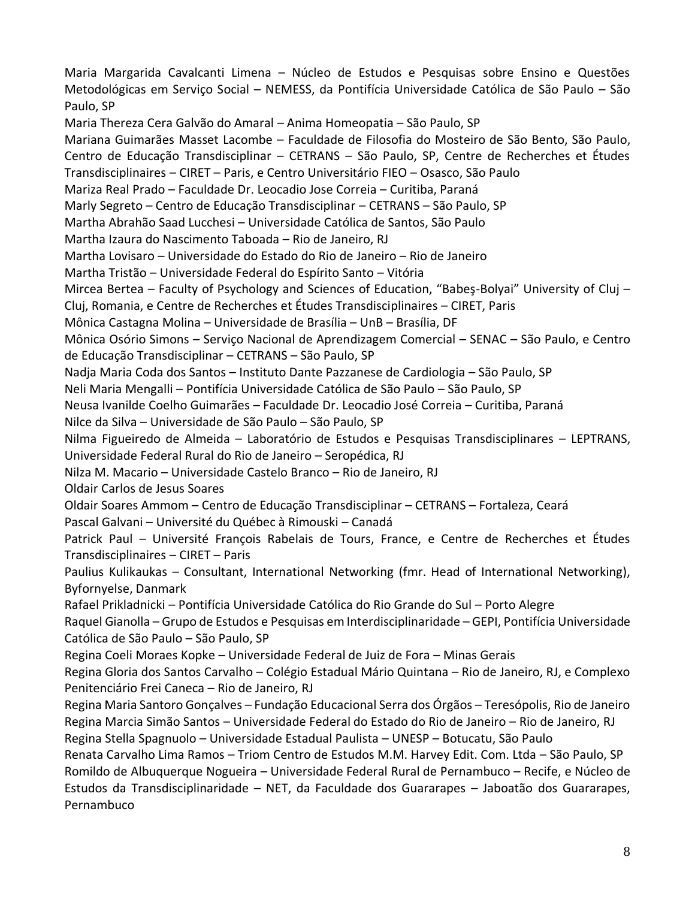Maria Margarida Cavalcanti Limena – Núcleo de Estudos e Pesquisas sobre Ensino e Questões Metodológicas em Serviço Social – NEMESS, da Pontifícia Universidade Católica de São Paulo – São Paulo, SP

Maria Thereza Cera Galvão do Amaral – Anima Homeopatia – São Paulo, SP

Mariana Guimarães Masset Lacombe – Faculdade de Filosofia do Mosteiro de São Bento, São Paulo, Centro de Educação Transdisciplinar – CETRANS – São Paulo, SP, Centre de Recherches et Études Transdisciplinaires – CIRET – Paris, e Centro Universitário FIEO – Osasco, São Paulo

Mariza Real Prado – Faculdade Dr. Leocadio Jose Correia – Curitiba, Paraná

Marly Segreto – Centro de Educação Transdisciplinar – CETRANS – São Paulo, SP

Martha Abrahão Saad Lucchesi – Universidade Católica de Santos, São Paulo

Martha Izaura do Nascimento Taboada – Rio de Janeiro, RJ

Martha Lovisaro – Universidade do Estado do Rio de Janeiro – Rio de Janeiro

Martha Tristão – Universidade Federal do Espírito Santo – Vitória

Mircea Bertea – Faculty of Psychology and Sciences of Education, "Babeş-Bolyai" University of Cluj – Cluj, Romania, e Centre de Recherches et Études Transdisciplinaires – CIRET, Paris

Mônica Castagna Molina – Universidade de Brasília – UnB – Brasília, DF

Mônica Osório Simons – Serviço Nacional de Aprendizagem Comercial – SENAC – São Paulo, e Centro de Educação Transdisciplinar – CETRANS – São Paulo, SP

Nadja Maria Coda dos Santos – Instituto Dante Pazzanese de Cardiologia – São Paulo, SP

Neli Maria Mengalli – Pontifícia Universidade Católica de São Paulo – São Paulo, SP

Neusa Ivanilde Coelho Guimarães – Faculdade Dr. Leocadio José Correia – Curitiba, Paraná

Nilce da Silva – Universidade de São Paulo – São Paulo, SP

Nilma Figueiredo de Almeida – Laboratório de Estudos e Pesquisas Transdisciplinares – LEPTRANS, Universidade Federal Rural do Rio de Janeiro – Seropédica, RJ

Nilza M. Macario – Universidade Castelo Branco – Rio de Janeiro, RJ

Oldair Carlos de Jesus Soares

Oldair Soares Ammom – Centro de Educação Transdisciplinar – CETRANS – Fortaleza, Ceará

Pascal Galvani – Université du Québec à Rimouski – Canadá

Patrick Paul – Université François Rabelais de Tours, France, e Centre de Recherches et Études Transdisciplinaires – CIRET – Paris

Paulius Kulikaukas – Consultant, International Networking (fmr. Head of International Networking), Byfornyelse, Danmark

Rafael Prikladnicki – Pontifícia Universidade Católica do Rio Grande do Sul – Porto Alegre

Raquel Gianolla – Grupo de Estudos e Pesquisas em Interdisciplinaridade – GEPI, Pontifícia Universidade Católica de São Paulo – São Paulo, SP

Regina Coeli Moraes Kopke – Universidade Federal de Juiz de Fora – Minas Gerais

Regina Gloria dos Santos Carvalho – Colégio Estadual Mário Quintana – Rio de Janeiro, RJ, e Complexo Penitenciário Frei Caneca – Rio de Janeiro, RJ

Regina Maria Santoro Gonçalves – Fundação Educacional Serra dos Órgãos – Teresópolis, Rio de Janeiro

Regina Marcia Simão Santos – Universidade Federal do Estado do Rio de Janeiro – Rio de Janeiro, RJ

Regina Stella Spagnuolo – Universidade Estadual Paulista – UNESP – Botucatu, São Paulo

Renata Carvalho Lima Ramos – Triom Centro de Estudos M.M. Harvey Edit. Com. Ltda – São Paulo, SP

Romildo de Albuquerque Nogueira – Universidade Federal Rural de Pernambuco – Recife, e Núcleo de Estudos da Transdisciplinaridade – NET, da Faculdade dos Guararapes – Jaboatão dos Guararapes, Pernambuco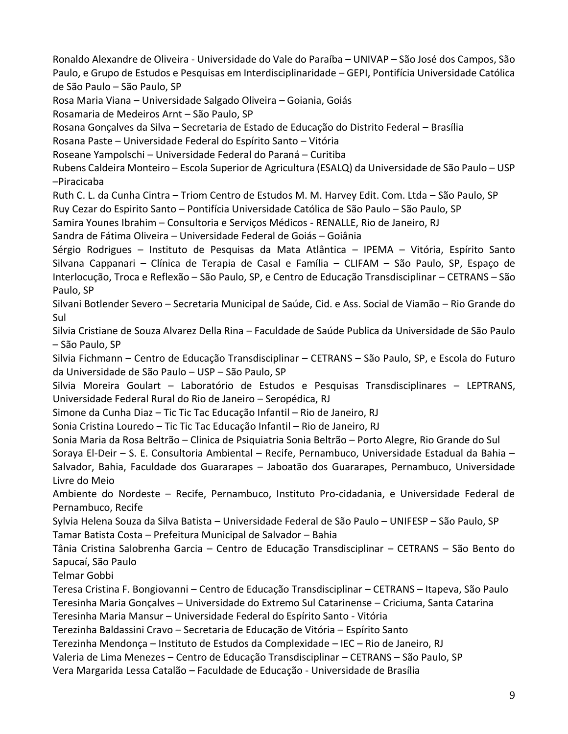Ronaldo Alexandre de Oliveira - Universidade do Vale do Paraíba – UNIVAP – São José dos Campos, São Paulo, e Grupo de Estudos e Pesquisas em Interdisciplinaridade – GEPI, Pontifícia Universidade Católica de São Paulo – São Paulo, SP

Rosa Maria Viana – Universidade Salgado Oliveira – Goiania, Goiás

Rosamaria de Medeiros Arnt – São Paulo, SP

Rosana Gonçalves da Silva – Secretaria de Estado de Educação do Distrito Federal – Brasília

Rosana Paste – Universidade Federal do Espírito Santo – Vitória

Roseane Yampolschi – Universidade Federal do Paraná – Curitiba

Rubens Caldeira Monteiro – Escola Superior de Agricultura (ESALQ) da Universidade de São Paulo – USP –Piracicaba

Ruth C. L. da Cunha Cintra – Triom Centro de Estudos M. M. Harvey Edit. Com. Ltda – São Paulo, SP

Ruy Cezar do Espirito Santo – Pontifícia Universidade Católica de São Paulo – São Paulo, SP

Samira Younes Ibrahim – Consultoria e Serviços Médicos - RENALLE, Rio de Janeiro, RJ

Sandra de Fátima Oliveira – Universidade Federal de Goiás – Goiânia

Sérgio Rodrigues – Instituto de Pesquisas da Mata Atlântica – IPEMA – Vitória, Espírito Santo

Silvana Cappanari – Clínica de Terapia de Casal e Família – CLIFAM – São Paulo, SP, Espaço de Interlocução, Troca e Reflexão – São Paulo, SP, e Centro de Educação Transdisciplinar – CETRANS – São Paulo, SP

Silvani Botlender Severo – Secretaria Municipal de Saúde, Cid. e Ass. Social de Viamão – Rio Grande do Sul

Silvia Cristiane de Souza Alvarez Della Rina – Faculdade de Saúde Publica da Universidade de São Paulo – São Paulo, SP

Silvia Fichmann – Centro de Educação Transdisciplinar – CETRANS – São Paulo, SP, e Escola do Futuro da Universidade de São Paulo – USP – São Paulo, SP

Silvia Moreira Goulart – Laboratório de Estudos e Pesquisas Transdisciplinares – LEPTRANS, Universidade Federal Rural do Rio de Janeiro – Seropédica, RJ

Simone da Cunha Diaz – Tic Tic Tac Educação Infantil – Rio de Janeiro, RJ

Sonia Cristina Louredo – Tic Tic Tac Educação Infantil – Rio de Janeiro, RJ

Sonia Maria da Rosa Beltrão – Clinica de Psiquiatria Sonia Beltrão – Porto Alegre, Rio Grande do Sul

Soraya El-Deir – S. E. Consultoria Ambiental – Recife, Pernambuco, Universidade Estadual da Bahia – Salvador, Bahia, Faculdade dos Guararapes – Jaboatão dos Guararapes, Pernambuco, Universidade Livre do Meio

Ambiente do Nordeste – Recife, Pernambuco, Instituto Pro-cidadania, e Universidade Federal de Pernambuco, Recife

Sylvia Helena Souza da Silva Batista – Universidade Federal de São Paulo – UNIFESP – São Paulo, SP

Tamar Batista Costa – Prefeitura Municipal de Salvador – Bahia

Tânia Cristina Salobrenha Garcia – Centro de Educação Transdisciplinar – CETRANS – São Bento do Sapucaí, São Paulo

Telmar Gobbi

Teresa Cristina F. Bongiovanni – Centro de Educação Transdisciplinar – CETRANS – Itapeva, São Paulo

Teresinha Maria Gonçalves – Universidade do Extremo Sul Catarinense – Criciuma, Santa Catarina

Teresinha Maria Mansur – Universidade Federal do Espírito Santo - Vitória

Terezinha Baldassini Cravo – Secretaria de Educação de Vitória – Espírito Santo

Terezinha Mendonça – Instituto de Estudos da Complexidade – IEC – Rio de Janeiro, RJ

Valeria de Lima Menezes – Centro de Educação Transdisciplinar – CETRANS – São Paulo, SP

Vera Margarida Lessa Catalão – Faculdade de Educação - Universidade de Brasília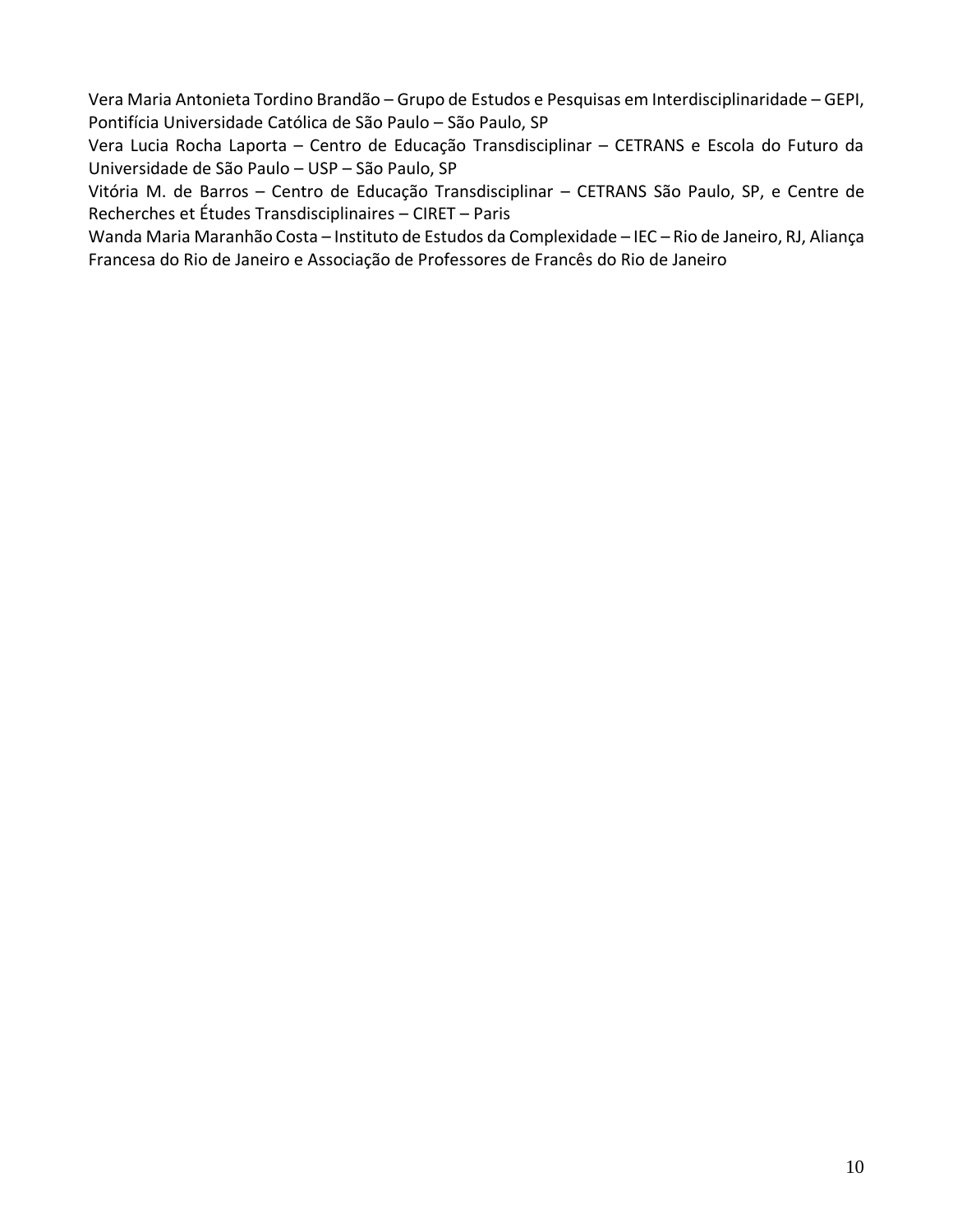Vera Maria Antonieta Tordino Brandão – Grupo de Estudos e Pesquisas em Interdisciplinaridade – GEPI, Pontifícia Universidade Católica de São Paulo – São Paulo, SP

Vera Lucia Rocha Laporta – Centro de Educação Transdisciplinar – CETRANS e Escola do Futuro da Universidade de São Paulo – USP – São Paulo, SP

Vitória M. de Barros – Centro de Educação Transdisciplinar – CETRANS São Paulo, SP, e Centre de Recherches et Études Transdisciplinaires – CIRET – Paris

Wanda Maria Maranhão Costa – Instituto de Estudos da Complexidade – IEC – Rio de Janeiro, RJ, Aliança Francesa do Rio de Janeiro e Associação de Professores de Francês do Rio de Janeiro